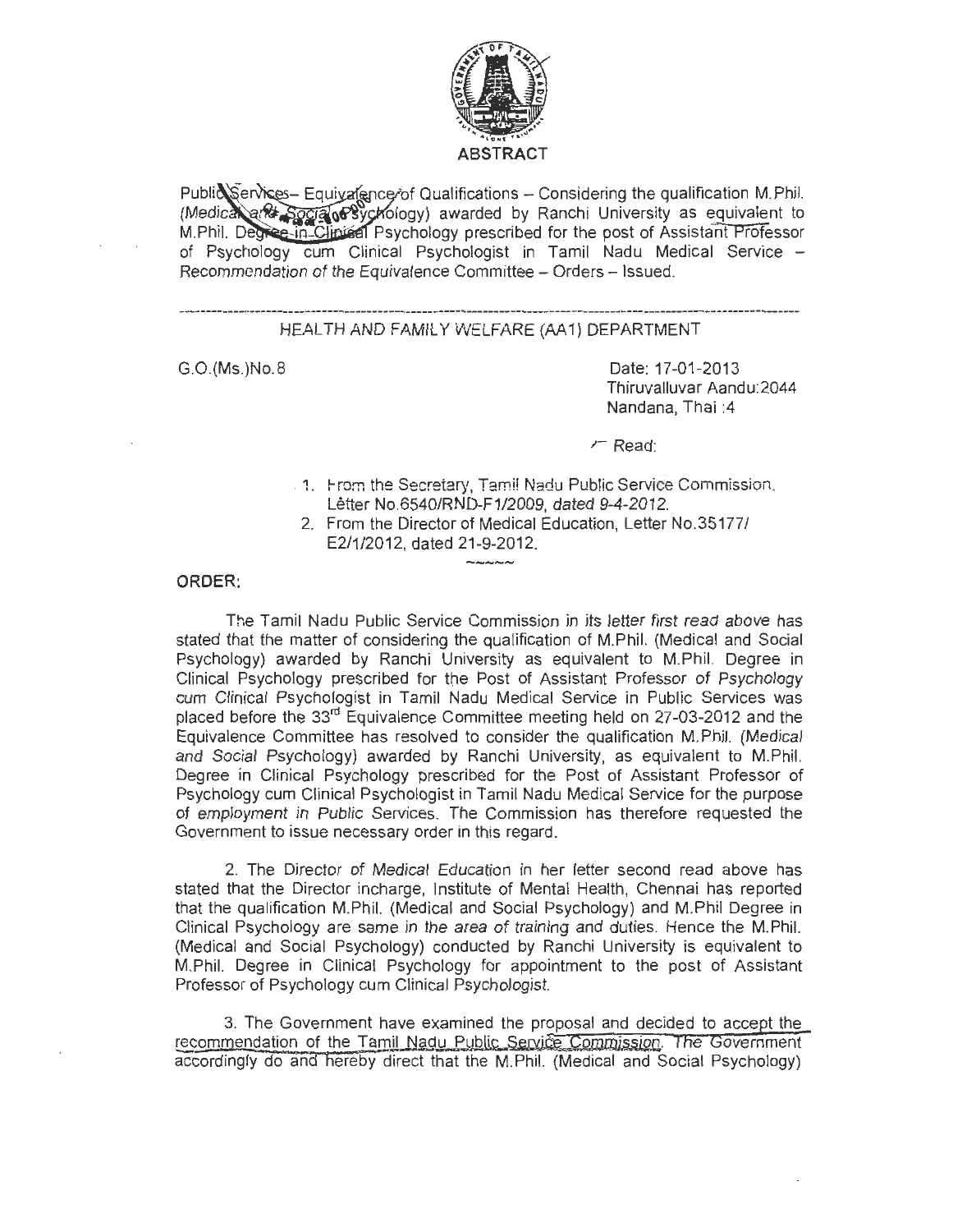**ABSTRACT**

Public Services– Equivalence of Qualifications – Considering the qualification M.Phil. (Medical and Social Psychology) awarded by Ranchi University as equivalent to M.Phil. Degree in Clinical Psychology prescribed for the post of Assistant Professor of Psychology cum Clinical Psychologist in Tamil Nadu Medical Service – Recommendation of the Equivalence Committee – Orders – Issued.

---

HEALTH AND FAMILY WELFARE (AA1) DEPARTMENT

G.O.(Ms.)No.8

Date: 17-01-2013
Thiruvalluvar Aandu:2044
Nandana, Thai :4

Read:

1. From the Secretary, Tamil Nadu Public Service Commission, Letter No.6540/RND-F1/2009, dated 9-4-2012.
2. From the Director of Medical Education, Letter No.35177/ E2/1/2012, dated 21-9-2012.

~~~~~

**ORDER:**

The Tamil Nadu Public Service Commission in its letter first read above has stated that the matter of considering the qualification of M.Phil. (Medical and Social Psychology) awarded by Ranchi University as equivalent to M.Phil. Degree in Clinical Psychology prescribed for the Post of Assistant Professor of Psychology cum Clinical Psychologist in Tamil Nadu Medical Service in Public Services was placed before the 33rd Equivalence Committee meeting held on 27-03-2012 and the Equivalence Committee has resolved to consider the qualification M.Phil. (Medical and Social Psychology) awarded by Ranchi University, as equivalent to M.Phil. Degree in Clinical Psychology prescribed for the Post of Assistant Professor of Psychology cum Clinical Psychologist in Tamil Nadu Medical Service for the purpose of employment in Public Services. The Commission has therefore requested the Government to issue necessary order in this regard.

2. The Director of Medical Education in her letter second read above has stated that the Director incharge, Institute of Mental Health, Chennai has reported that the qualification M.Phil. (Medical and Social Psychology) and M.Phil Degree in Clinical Psychology are same in the area of training and duties. Hence the M.Phil. (Medical and Social Psychology) conducted by Ranchi University is equivalent to M.Phil. Degree in Clinical Psychology for appointment to the post of Assistant Professor of Psychology cum Clinical Psychologist.

3. The Government have examined the proposal and decided to accept the recommendation of the Tamil Nadu Public Service Commission. The Government accordingly do and hereby direct that the M.Phil. (Medical and Social Psychology)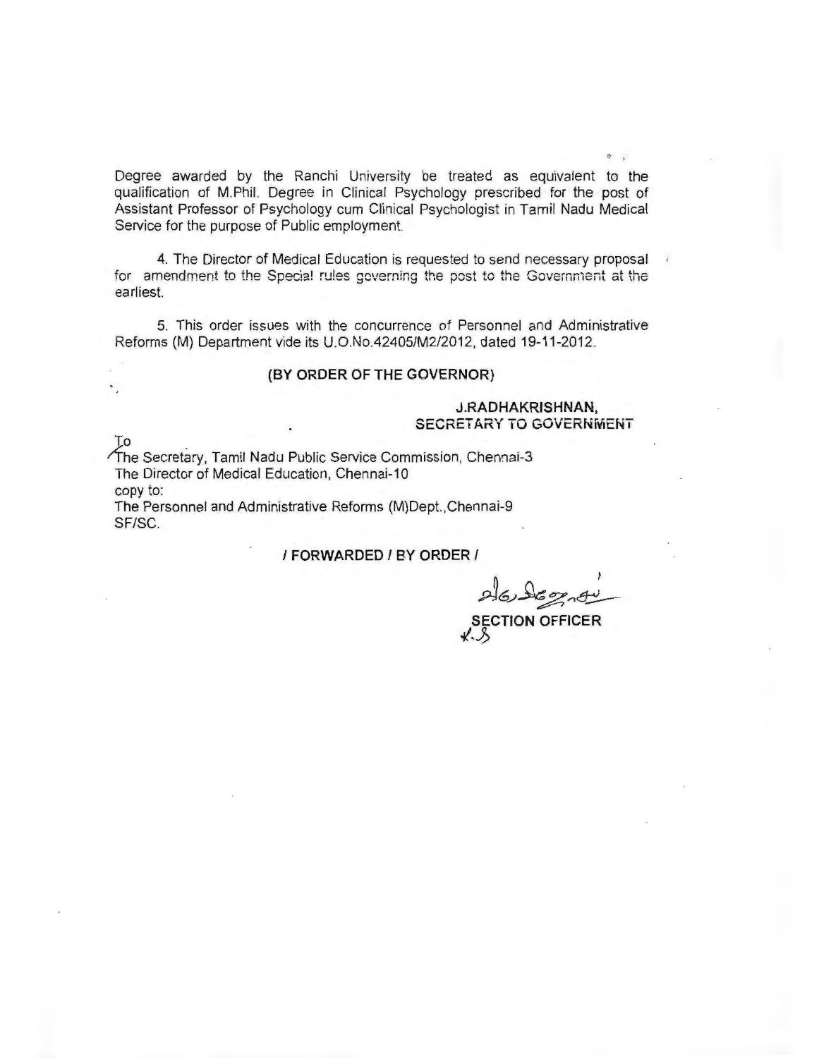Degree awarded by the Ranchi University be treated as equivalent to the qualification of M.Phil. Degree in Clinical Psychology prescribed for the post of Assistant Professor of Psychology cum Clinical Psychologist in Tamil Nadu Medical Service for the purpose of Public employment.

4. The Director of Medical Education is requested to send necessary proposal for amendment to the Special rules governing the post to the Government at the earliest.

5. This order issues with the concurrence of Personnel and Administrative Reforms (M) Department vide its U.O.No.42405/M2/2012, dated 19-11-2012.

**(BY ORDER OF THE GOVERNOR)**

**J.RADHAKRISHNAN,**
**SECRETARY TO GOVERNMENT**

To
The Secretary, Tamil Nadu Public Service Commission, Chennai-3
The Director of Medical Education, Chennai-10
copy to:
The Personnel and Administrative Reforms (M)Dept.,Chennai-9
SF/SC.

**/ FORWARDED / BY ORDER /**

**SECTION OFFICER**